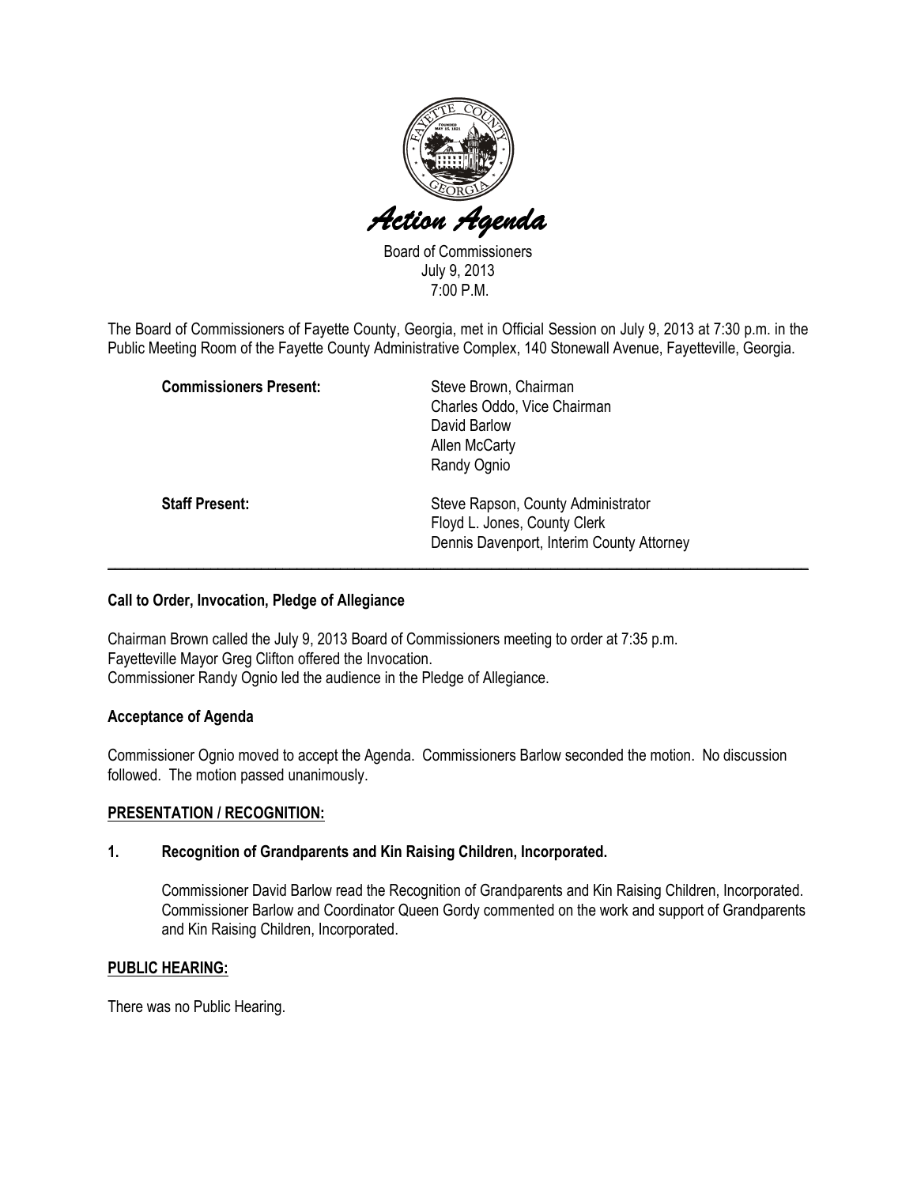# *Action Agenda*

Board of Commissioners
July 9, 2013
7:00 P.M.

The Board of Commissioners of Fayette County, Georgia, met in Official Session on July 9, 2013 at 7:30 p.m. in the Public Meeting Room of the Fayette County Administrative Complex, 140 Stonewall Avenue, Fayetteville, Georgia.

**Commissioners Present:**

Steve Brown, Chairman
Charles Oddo, Vice Chairman
David Barlow
Allen McCarty
Randy Ognio

**Staff Present:**

Steve Rapson, County Administrator
Floyd L. Jones, County Clerk
Dennis Davenport, Interim County Attorney

---

**Call to Order, Invocation, Pledge of Allegiance**

Chairman Brown called the July 9, 2013 Board of Commissioners meeting to order at 7:35 p.m.
Fayetteville Mayor Greg Clifton offered the Invocation.
Commissioner Randy Ognio led the audience in the Pledge of Allegiance.

**Acceptance of Agenda**

Commissioner Ognio moved to accept the Agenda. Commissioners Barlow seconded the motion. No discussion followed. The motion passed unanimously.

**PRESENTATION / RECOGNITION:**

**1. Recognition of Grandparents and Kin Raising Children, Incorporated.**

Commissioner David Barlow read the Recognition of Grandparents and Kin Raising Children, Incorporated. Commissioner Barlow and Coordinator Queen Gordy commented on the work and support of Grandparents and Kin Raising Children, Incorporated.

**PUBLIC HEARING:**

There was no Public Hearing.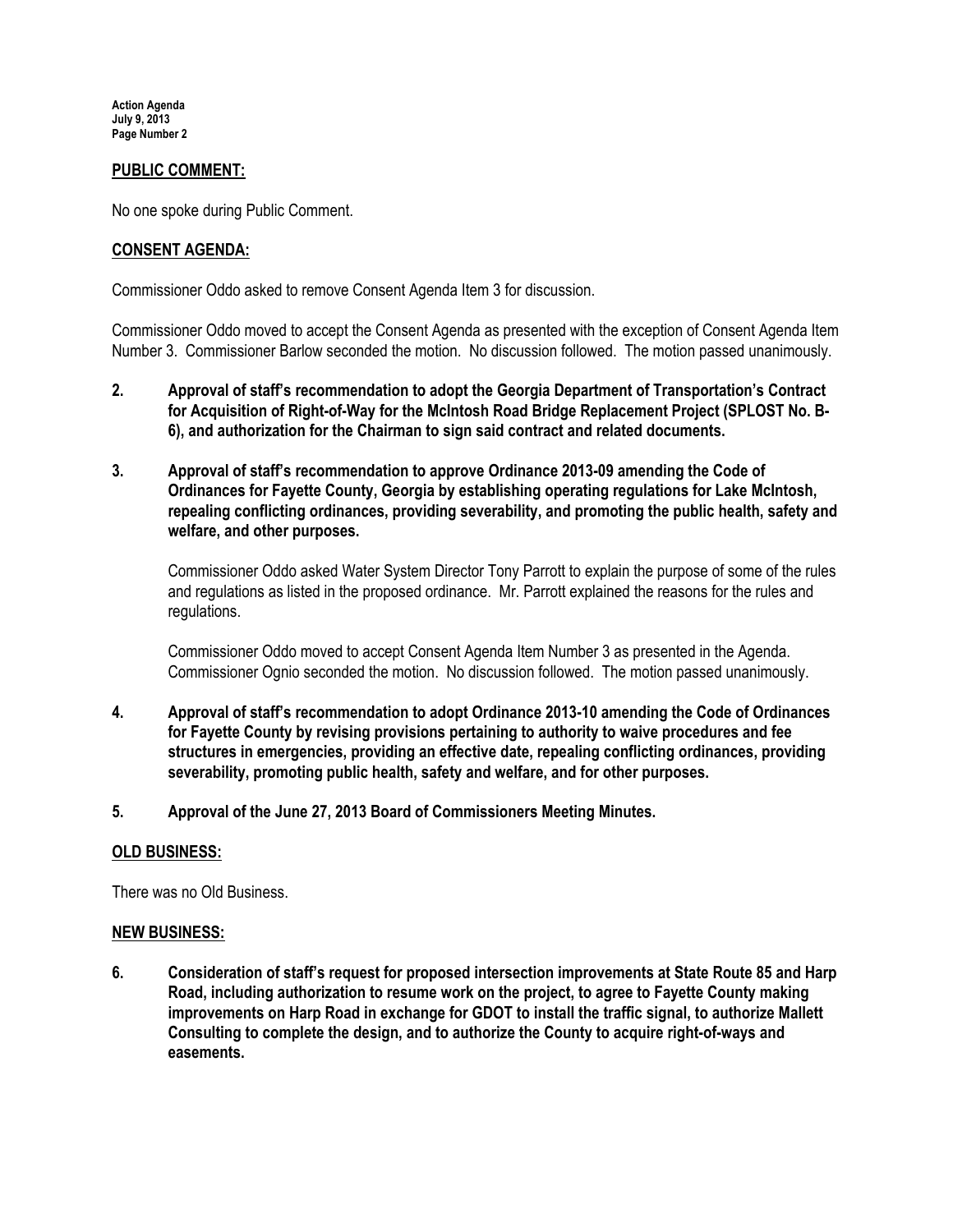## PUBLIC COMMENT:

No one spoke during Public Comment.

## CONSENT AGENDA:

Commissioner Oddo asked to remove Consent Agenda Item 3 for discussion.

Commissioner Oddo moved to accept the Consent Agenda as presented with the exception of Consent Agenda Item Number 3. Commissioner Barlow seconded the motion. No discussion followed. The motion passed unanimously.

**2. Approval of staff's recommendation to adopt the Georgia Department of Transportation's Contract for Acquisition of Right-of-Way for the McIntosh Road Bridge Replacement Project (SPLOST No. B-6), and authorization for the Chairman to sign said contract and related documents.**

**3. Approval of staff's recommendation to approve Ordinance 2013-09 amending the Code of Ordinances for Fayette County, Georgia by establishing operating regulations for Lake McIntosh, repealing conflicting ordinances, providing severability, and promoting the public health, safety and welfare, and other purposes.**

Commissioner Oddo asked Water System Director Tony Parrott to explain the purpose of some of the rules and regulations as listed in the proposed ordinance. Mr. Parrott explained the reasons for the rules and regulations.

Commissioner Oddo moved to accept Consent Agenda Item Number 3 as presented in the Agenda. Commissioner Ognio seconded the motion. No discussion followed. The motion passed unanimously.

**4. Approval of staff's recommendation to adopt Ordinance 2013-10 amending the Code of Ordinances for Fayette County by revising provisions pertaining to authority to waive procedures and fee structures in emergencies, providing an effective date, repealing conflicting ordinances, providing severability, promoting public health, safety and welfare, and for other purposes.**

**5. Approval of the June 27, 2013 Board of Commissioners Meeting Minutes.**

## OLD BUSINESS:

There was no Old Business.

## NEW BUSINESS:

**6. Consideration of staff's request for proposed intersection improvements at State Route 85 and Harp Road, including authorization to resume work on the project, to agree to Fayette County making improvements on Harp Road in exchange for GDOT to install the traffic signal, to authorize Mallett Consulting to complete the design, and to authorize the County to acquire right-of-ways and easements.**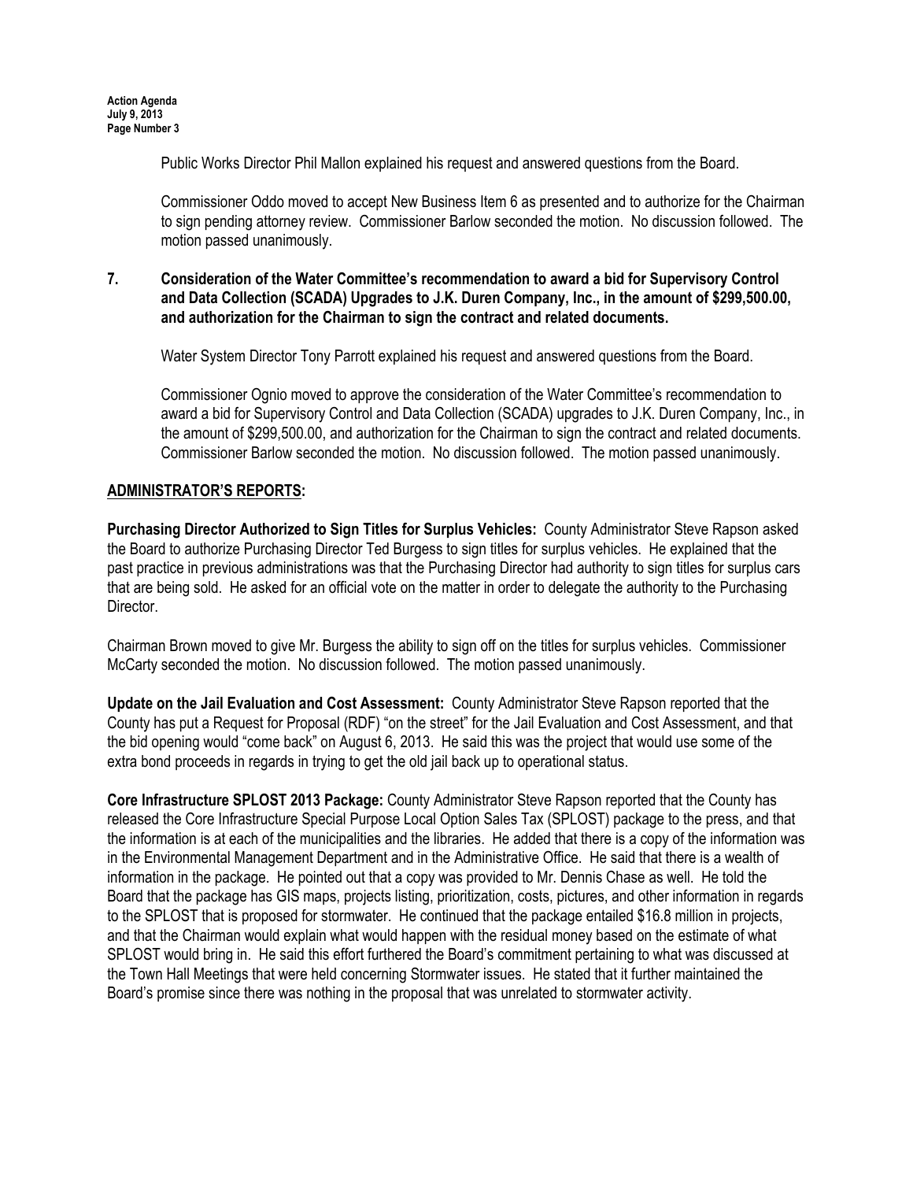Public Works Director Phil Mallon explained his request and answered questions from the Board.

Commissioner Oddo moved to accept New Business Item 6 as presented and to authorize for the Chairman to sign pending attorney review. Commissioner Barlow seconded the motion. No discussion followed. The motion passed unanimously.

**7. Consideration of the Water Committee's recommendation to award a bid for Supervisory Control and Data Collection (SCADA) Upgrades to J.K. Duren Company, Inc., in the amount of $299,500.00, and authorization for the Chairman to sign the contract and related documents.**

Water System Director Tony Parrott explained his request and answered questions from the Board.

Commissioner Ognio moved to approve the consideration of the Water Committee's recommendation to award a bid for Supervisory Control and Data Collection (SCADA) upgrades to J.K. Duren Company, Inc., in the amount of $299,500.00, and authorization for the Chairman to sign the contract and related documents. Commissioner Barlow seconded the motion. No discussion followed. The motion passed unanimously.

## ADMINISTRATOR'S REPORTS:

**Purchasing Director Authorized to Sign Titles for Surplus Vehicles:** County Administrator Steve Rapson asked the Board to authorize Purchasing Director Ted Burgess to sign titles for surplus vehicles. He explained that the past practice in previous administrations was that the Purchasing Director had authority to sign titles for surplus cars that are being sold. He asked for an official vote on the matter in order to delegate the authority to the Purchasing Director.

Chairman Brown moved to give Mr. Burgess the ability to sign off on the titles for surplus vehicles. Commissioner McCarty seconded the motion. No discussion followed. The motion passed unanimously.

**Update on the Jail Evaluation and Cost Assessment:** County Administrator Steve Rapson reported that the County has put a Request for Proposal (RDF) "on the street" for the Jail Evaluation and Cost Assessment, and that the bid opening would "come back" on August 6, 2013. He said this was the project that would use some of the extra bond proceeds in regards in trying to get the old jail back up to operational status.

**Core Infrastructure SPLOST 2013 Package:** County Administrator Steve Rapson reported that the County has released the Core Infrastructure Special Purpose Local Option Sales Tax (SPLOST) package to the press, and that the information is at each of the municipalities and the libraries. He added that there is a copy of the information was in the Environmental Management Department and in the Administrative Office. He said that there is a wealth of information in the package. He pointed out that a copy was provided to Mr. Dennis Chase as well. He told the Board that the package has GIS maps, projects listing, prioritization, costs, pictures, and other information in regards to the SPLOST that is proposed for stormwater. He continued that the package entailed $16.8 million in projects, and that the Chairman would explain what would happen with the residual money based on the estimate of what SPLOST would bring in. He said this effort furthered the Board's commitment pertaining to what was discussed at the Town Hall Meetings that were held concerning Stormwater issues. He stated that it further maintained the Board's promise since there was nothing in the proposal that was unrelated to stormwater activity.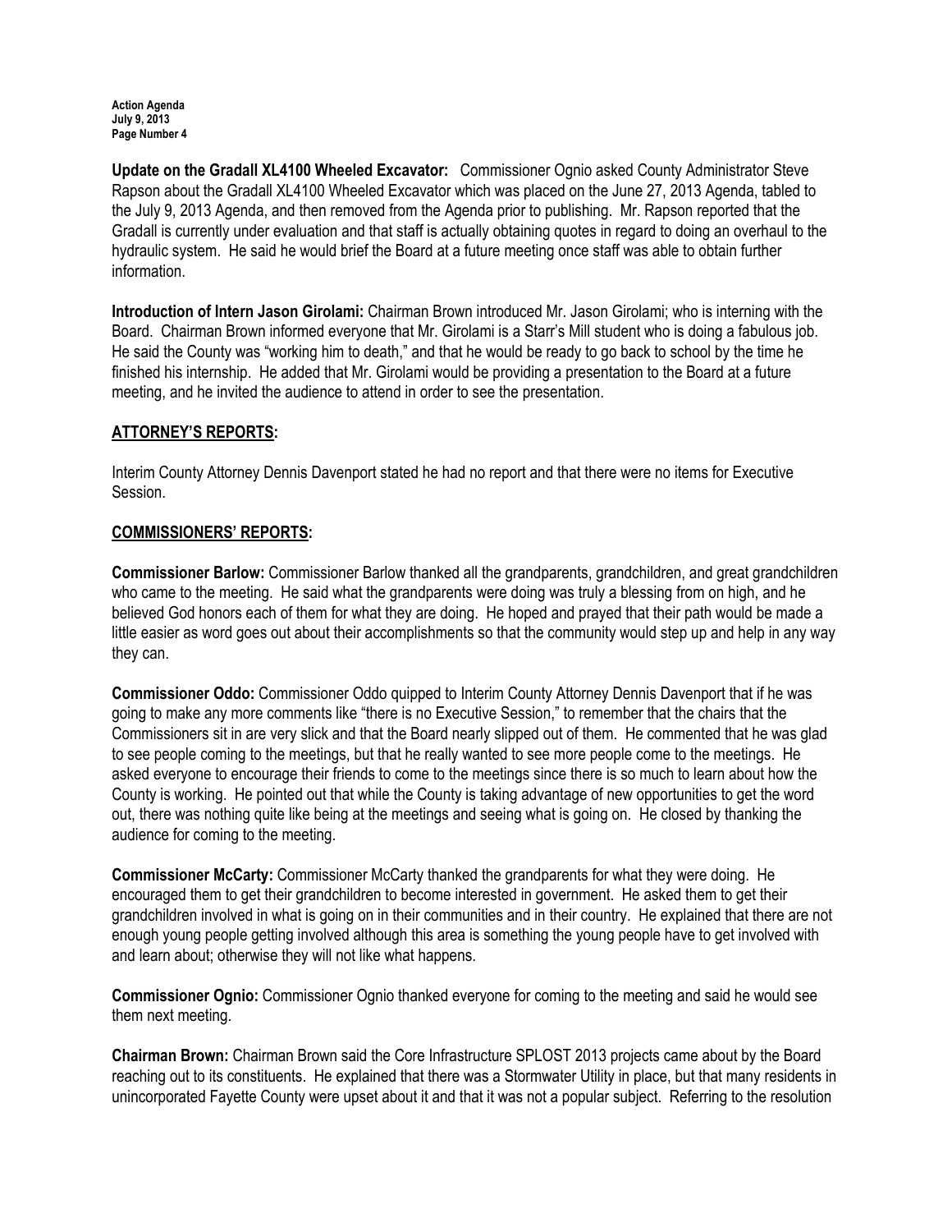**Update on the Gradall XL4100 Wheeled Excavator:** Commissioner Ognio asked County Administrator Steve Rapson about the Gradall XL4100 Wheeled Excavator which was placed on the June 27, 2013 Agenda, tabled to the July 9, 2013 Agenda, and then removed from the Agenda prior to publishing. Mr. Rapson reported that the Gradall is currently under evaluation and that staff is actually obtaining quotes in regard to doing an overhaul to the hydraulic system. He said he would brief the Board at a future meeting once staff was able to obtain further information.

**Introduction of Intern Jason Girolami:** Chairman Brown introduced Mr. Jason Girolami; who is interning with the Board. Chairman Brown informed everyone that Mr. Girolami is a Starr's Mill student who is doing a fabulous job. He said the County was "working him to death," and that he would be ready to go back to school by the time he finished his internship. He added that Mr. Girolami would be providing a presentation to the Board at a future meeting, and he invited the audience to attend in order to see the presentation.

## ATTORNEY'S REPORTS:

Interim County Attorney Dennis Davenport stated he had no report and that there were no items for Executive Session.

## COMMISSIONERS' REPORTS:

**Commissioner Barlow:** Commissioner Barlow thanked all the grandparents, grandchildren, and great grandchildren who came to the meeting. He said what the grandparents were doing was truly a blessing from on high, and he believed God honors each of them for what they are doing. He hoped and prayed that their path would be made a little easier as word goes out about their accomplishments so that the community would step up and help in any way they can.

**Commissioner Oddo:** Commissioner Oddo quipped to Interim County Attorney Dennis Davenport that if he was going to make any more comments like "there is no Executive Session," to remember that the chairs that the Commissioners sit in are very slick and that the Board nearly slipped out of them. He commented that he was glad to see people coming to the meetings, but that he really wanted to see more people come to the meetings. He asked everyone to encourage their friends to come to the meetings since there is so much to learn about how the County is working. He pointed out that while the County is taking advantage of new opportunities to get the word out, there was nothing quite like being at the meetings and seeing what is going on. He closed by thanking the audience for coming to the meeting.

**Commissioner McCarty:** Commissioner McCarty thanked the grandparents for what they were doing. He encouraged them to get their grandchildren to become interested in government. He asked them to get their grandchildren involved in what is going on in their communities and in their country. He explained that there are not enough young people getting involved although this area is something the young people have to get involved with and learn about; otherwise they will not like what happens.

**Commissioner Ognio:** Commissioner Ognio thanked everyone for coming to the meeting and said he would see them next meeting.

**Chairman Brown:** Chairman Brown said the Core Infrastructure SPLOST 2013 projects came about by the Board reaching out to its constituents. He explained that there was a Stormwater Utility in place, but that many residents in unincorporated Fayette County were upset about it and that it was not a popular subject. Referring to the resolution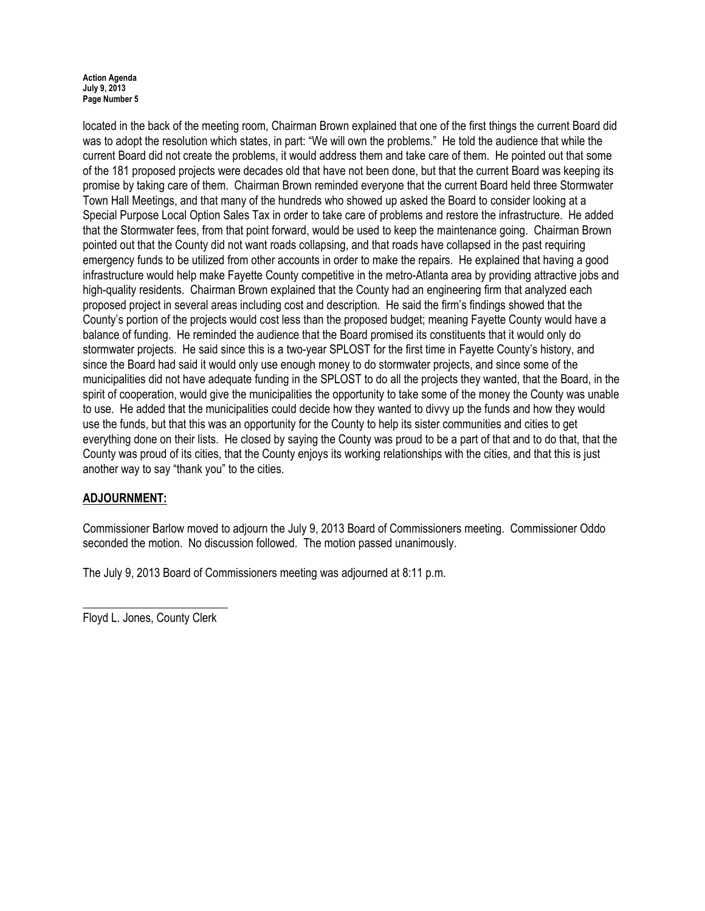located in the back of the meeting room, Chairman Brown explained that one of the first things the current Board did was to adopt the resolution which states, in part: "We will own the problems." He told the audience that while the current Board did not create the problems, it would address them and take care of them. He pointed out that some of the 181 proposed projects were decades old that have not been done, but that the current Board was keeping its promise by taking care of them. Chairman Brown reminded everyone that the current Board held three Stormwater Town Hall Meetings, and that many of the hundreds who showed up asked the Board to consider looking at a Special Purpose Local Option Sales Tax in order to take care of problems and restore the infrastructure. He added that the Stormwater fees, from that point forward, would be used to keep the maintenance going. Chairman Brown pointed out that the County did not want roads collapsing, and that roads have collapsed in the past requiring emergency funds to be utilized from other accounts in order to make the repairs. He explained that having a good infrastructure would help make Fayette County competitive in the metro-Atlanta area by providing attractive jobs and high-quality residents. Chairman Brown explained that the County had an engineering firm that analyzed each proposed project in several areas including cost and description. He said the firm's findings showed that the County's portion of the projects would cost less than the proposed budget; meaning Fayette County would have a balance of funding. He reminded the audience that the Board promised its constituents that it would only do stormwater projects. He said since this is a two-year SPLOST for the first time in Fayette County's history, and since the Board had said it would only use enough money to do stormwater projects, and since some of the municipalities did not have adequate funding in the SPLOST to do all the projects they wanted, that the Board, in the spirit of cooperation, would give the municipalities the opportunity to take some of the money the County was unable to use. He added that the municipalities could decide how they wanted to divvy up the funds and how they would use the funds, but that this was an opportunity for the County to help its sister communities and cities to get everything done on their lists. He closed by saying the County was proud to be a part of that and to do that, that the County was proud of its cities, that the County enjoys its working relationships with the cities, and that this is just another way to say "thank you" to the cities.

## ADJOURNMENT:

Commissioner Barlow moved to adjourn the July 9, 2013 Board of Commissioners meeting. Commissioner Oddo seconded the motion. No discussion followed. The motion passed unanimously.

The July 9, 2013 Board of Commissioners meeting was adjourned at 8:11 p.m.

___________________________

Floyd L. Jones, County Clerk